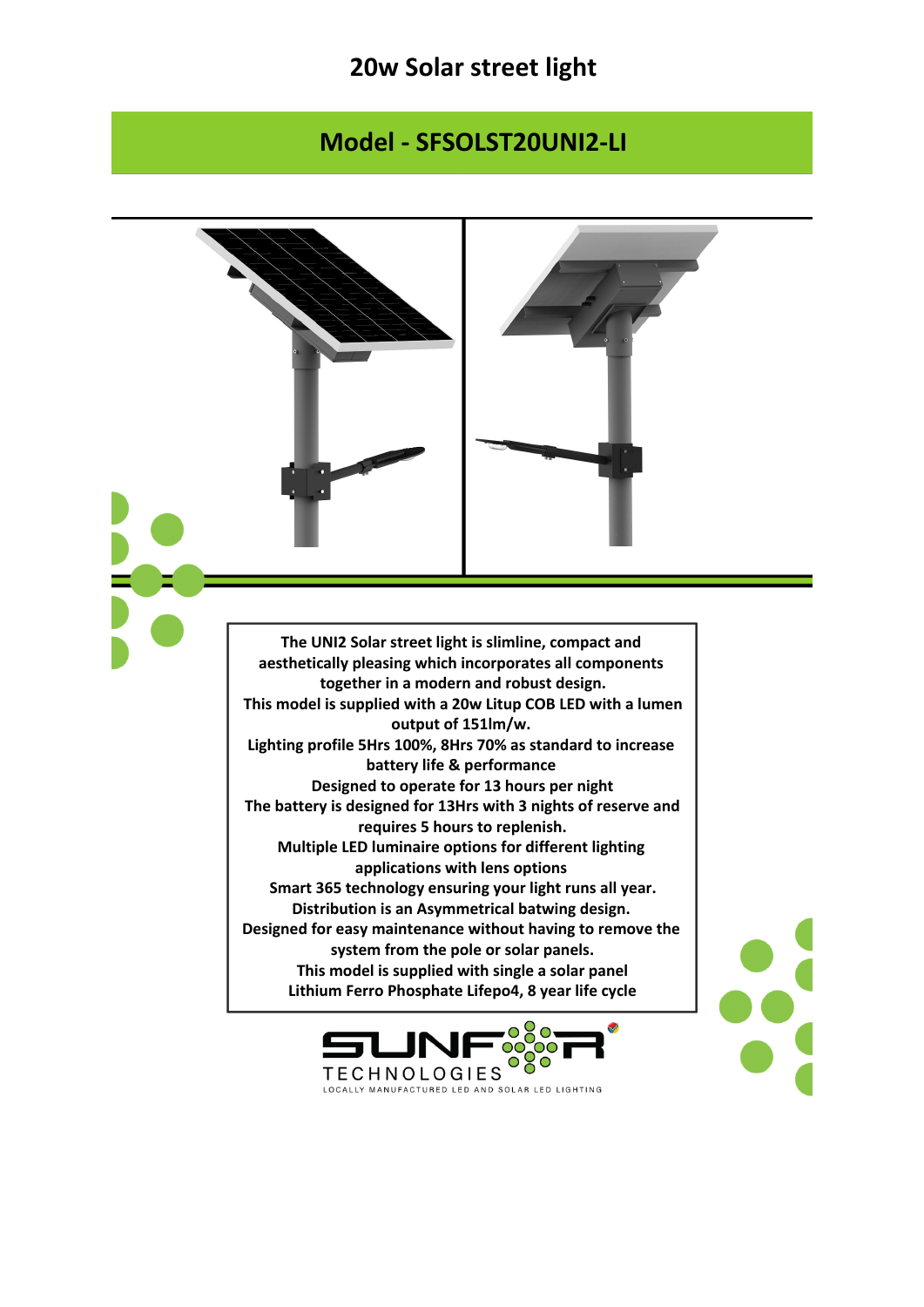# 20w Solar street light

## Model - SFSOLST20UNI2-LI

**The UNI2 Solar street light is slimline, compact and aesthetically pleasing which incorporates all components together in a modern and robust design.**
**This model is supplied with a 20w Litup COB LED with a lumen output of 151lm/w.**
**Lighting profile 5Hrs 100%, 8Hrs 70% as standard to increase battery life & performance**
**Designed to operate for 13 hours per night**
**The battery is designed for 13Hrs with 3 nights of reserve and requires 5 hours to replenish.**
**Multiple LED luminaire options for different lighting applications with lens options**
**Smart 365 technology ensuring your light runs all year.**
**Distribution is an Asymmetrical batwing design.**
**Designed for easy maintenance without having to remove the system from the pole or solar panels.**
**This model is supplied with single a solar panel**
**Lithium Ferro Phosphate Lifepo4, 8 year life cycle**

SUNFOR TECHNOLOGIES
LOCALLY MANUFACTURED LED AND SOLAR LED LIGHTING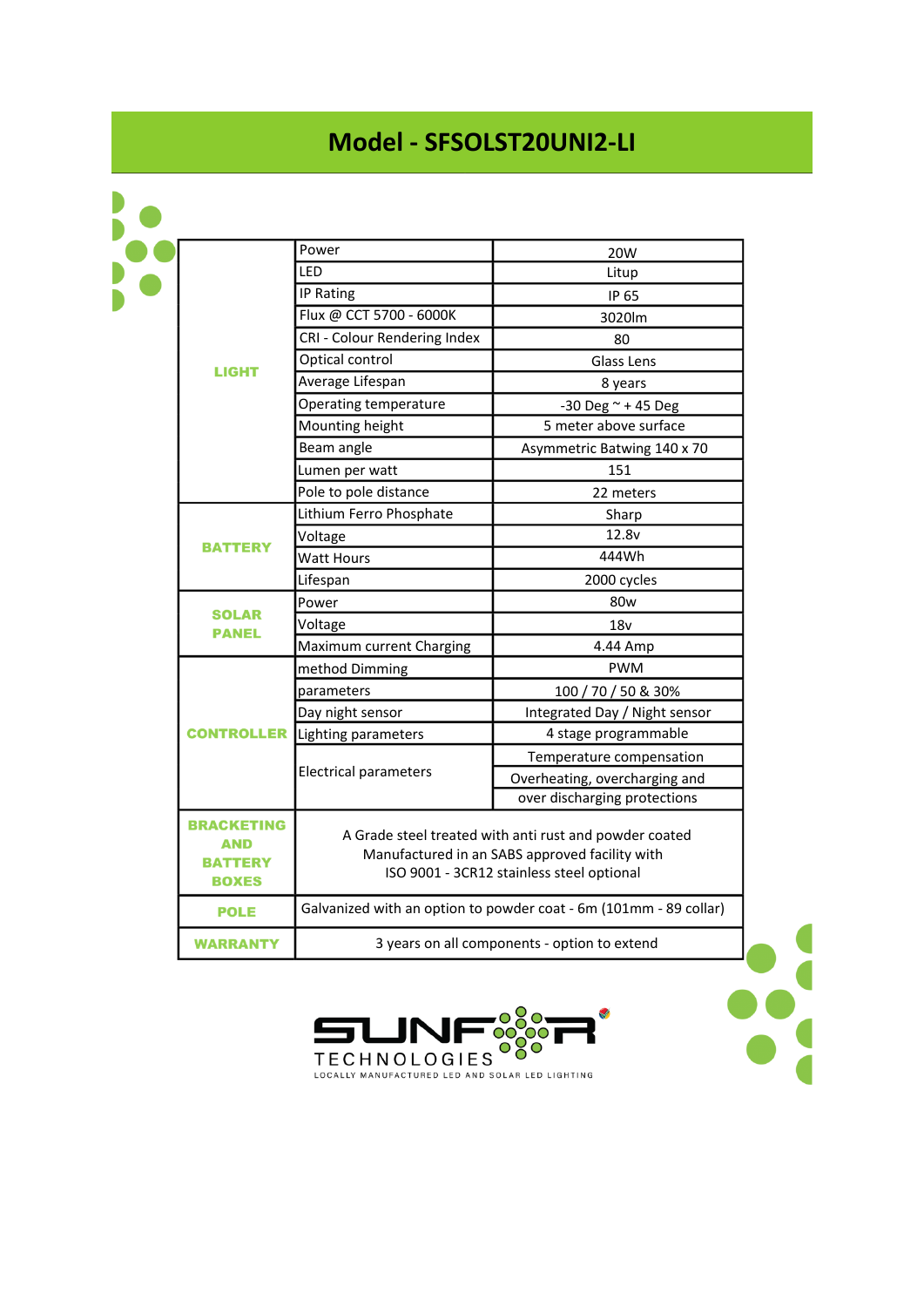# Model - SFSOLST20UNI2-LI

| | | |
|---|---|---|
| **LIGHT** | Power | 20W |
| | LED | Litup |
| | IP Rating | IP 65 |
| | Flux @ CCT 5700 - 6000K | 3020lm |
| | CRI - Colour Rendering Index | 80 |
| | Optical control | Glass Lens |
| | Average Lifespan | 8 years |
| | Operating temperature | -30 Deg ~ + 45 Deg |
| | Mounting height | 5 meter above surface |
| | Beam angle | Asymmetric Batwing 140 x 70 |
| | Lumen per watt | 151 |
| | Pole to pole distance | 22 meters |
| **BATTERY** | Lithium Ferro Phosphate | Sharp |
| | Voltage | 12.8v |
| | Watt Hours | 444Wh |
| | Lifespan | 2000 cycles |
| **SOLAR PANEL** | Power | 80w |
| | Voltage | 18v |
| | Maximum current Charging | 4.44 Amp |
| **CONTROLLER** | method Dimming | PWM |
| | parameters | 100 / 70 / 50 & 30% |
| | Day night sensor | Integrated Day / Night sensor |
| | Lighting parameters | 4 stage programmable |
| | Electrical parameters | Temperature compensation |
| | | Overheating, overcharging and over discharging protections |
| **BRACKETING AND BATTERY BOXES** | A Grade steel treated with anti rust and powder coated Manufactured in an SABS approved facility with ISO 9001 - 3CR12 stainless steel optional | |
| **POLE** | Galvanized with an option to powder coat - 6m (101mm - 89 collar) | |
| **WARRANTY** | 3 years on all components - option to extend | |

SUNFOR TECHNOLOGIES

LOCALLY MANUFACTURED LED AND SOLAR LED LIGHTING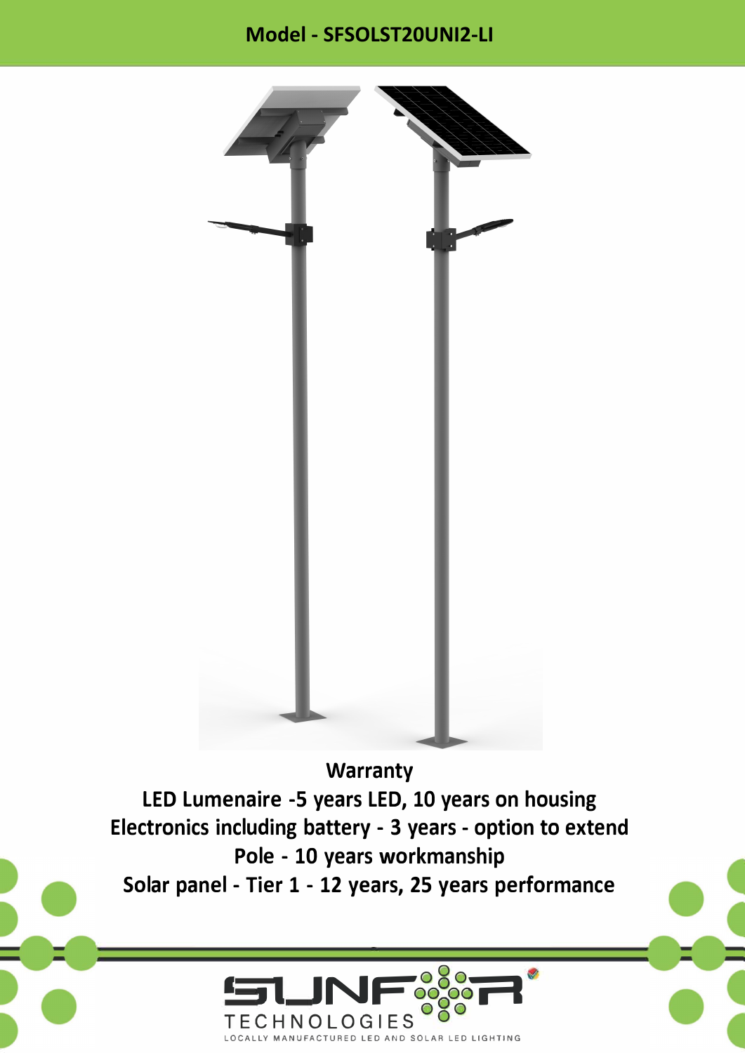## Model - SFSOLST20UNI2-LI

**Warranty**

**LED Lumenaire -5 years LED, 10 years on housing**

**Electronics including battery - 3 years - option to extend**

**Pole - 10 years workmanship**

**Solar panel - Tier 1 - 12 years, 25 years performance**

SUNFOR TECHNOLOGIES

LOCALLY MANUFACTURED LED AND SOLAR LED LIGHTING